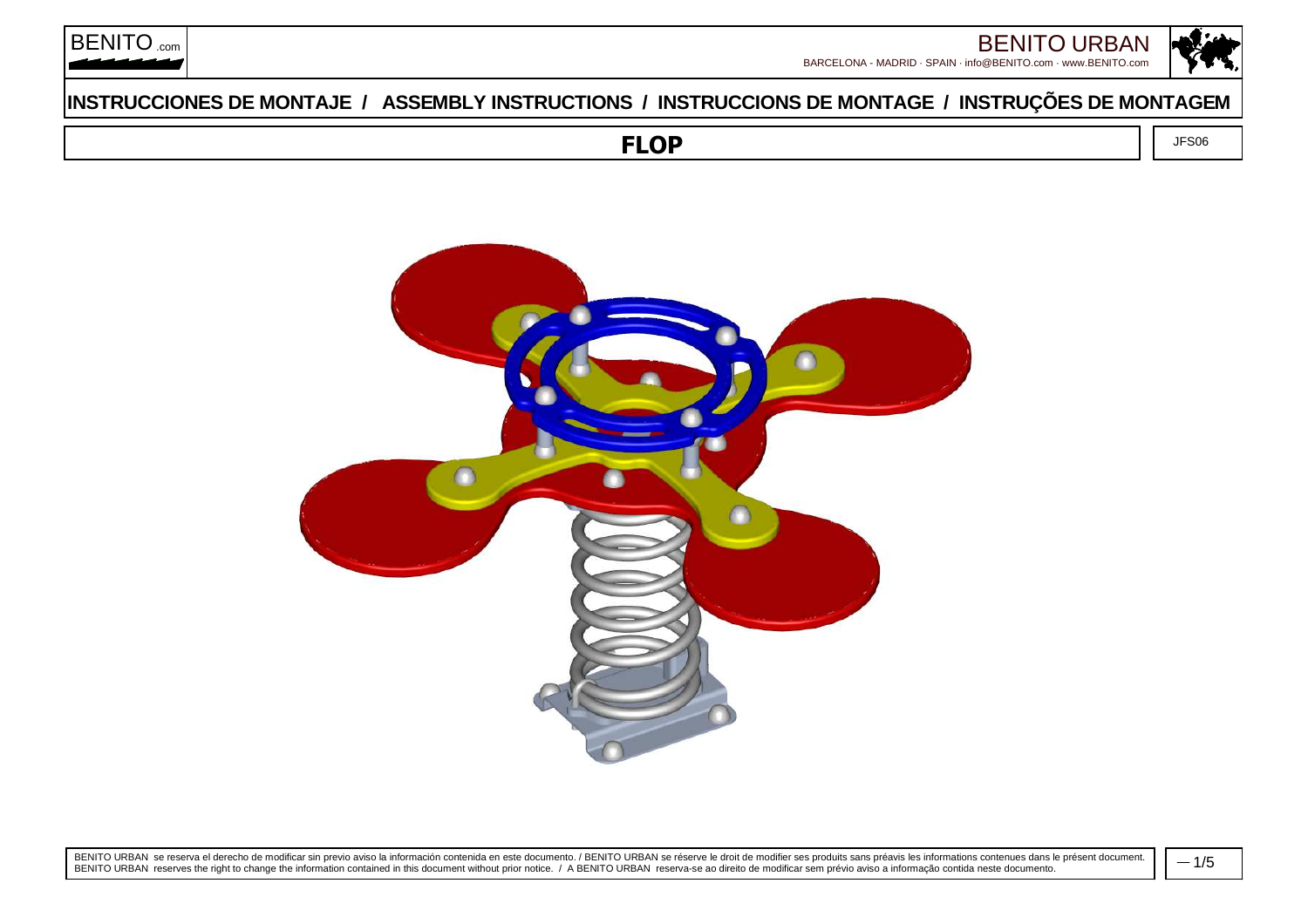BENITO.com

BENITO URBAN

BARCELONA - MADRID · SPAIN · info@BENITO.com · www.BENITO.com

# INSTRUCCIONES DE MONTAJE / ASSEMBLY INSTRUCTIONS / INSTRUCCIONS DE MONTAGE / INSTRUÇÕES DE MONTAGEM

## FLOP

JFS06

BENITO URBAN se reserva el derecho de modificar sin previo aviso la información contenida en este documento. / BENITO URBAN se réserve le droit de modifier ses produits sans préavis les informations contenues dans le présent document.
BENITO URBAN reserves the right to change the information contained in this document without prior notice. / A BENITO URBAN reserva-se ao direito de modificar sem prévio aviso a informação contida neste documento.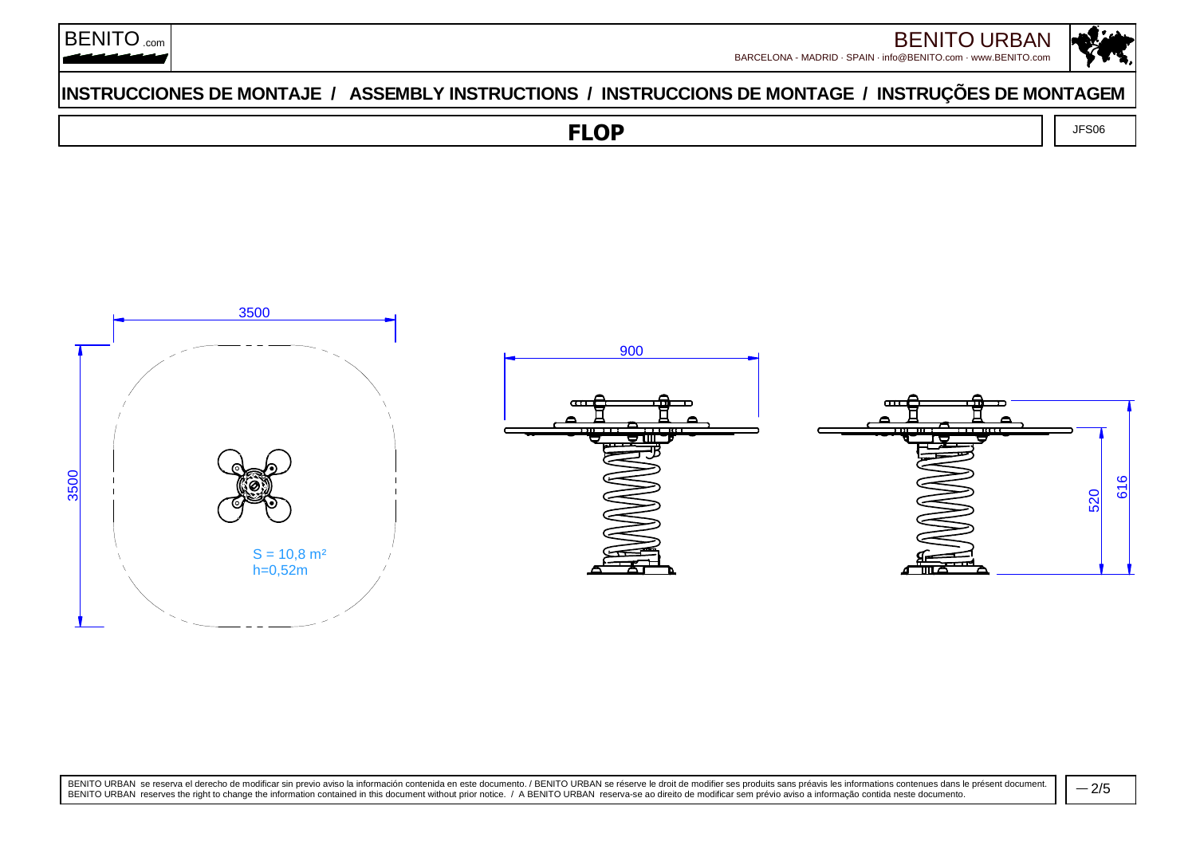# INSTRUCCIONES DE MONTAJE / ASSEMBLY INSTRUCTIONS / INSTRUCCIONS DE MONTAGE / INSTRUÇÕES DE MONTAGEM

## FLOP

JFS06

3500

3500

S = 10,8 m²
h=0,52m

900

520

616

BENITO URBAN se reserva el derecho de modificar sin previo aviso la información contenida en este documento. / BENITO URBAN se réserve le droit de modifier ses produits sans préavis les informations contenues dans le présent document.
BENITO URBAN reserves the right to change the information contained in this document without prior notice. / A BENITO URBAN reserva-se ao direito de modificar sem prévio aviso a informação contida neste documento.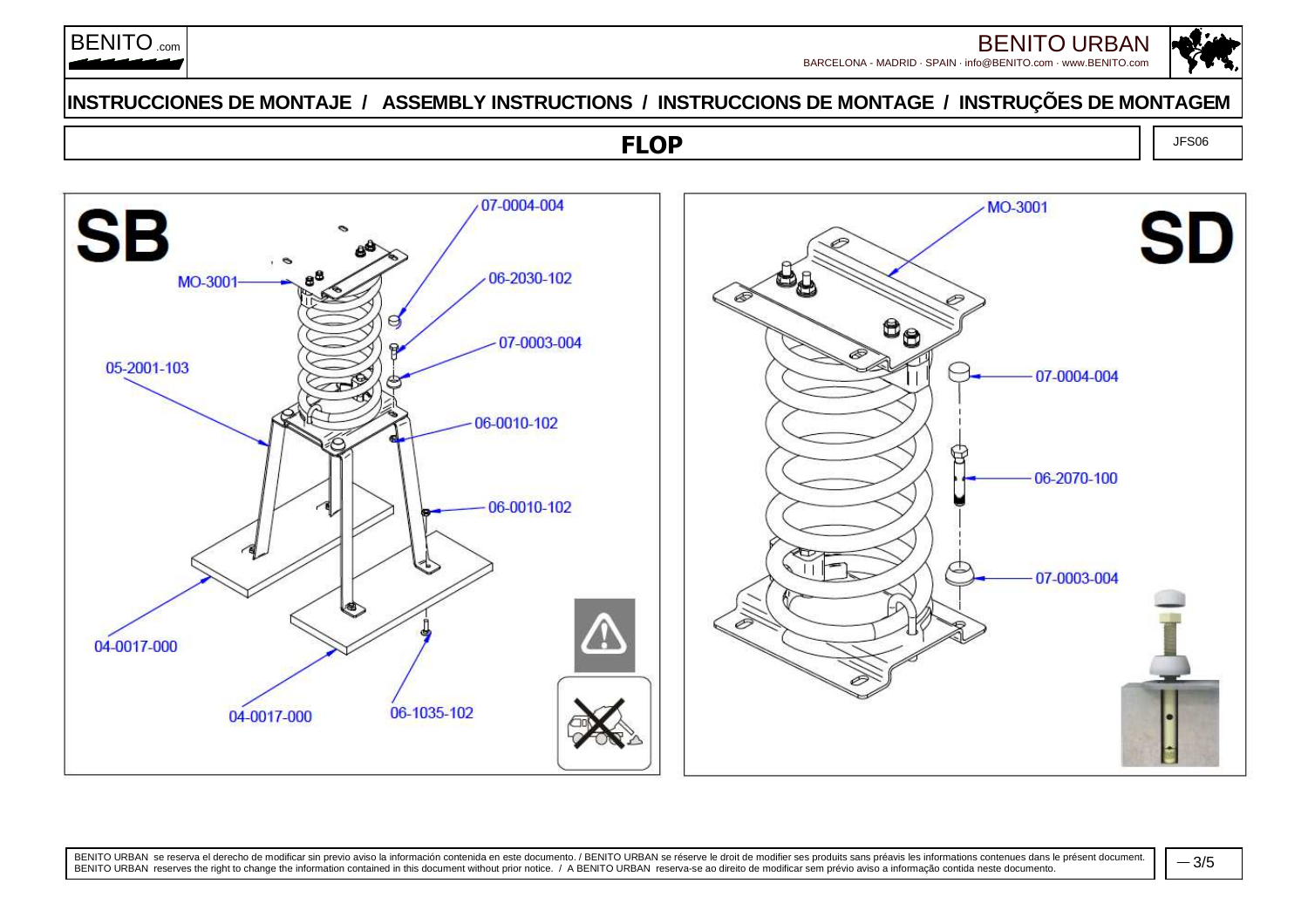# INSTRUCCIONES DE MONTAJE / ASSEMBLY INSTRUCTIONS / INSTRUCCIONS DE MONTAGE / INSTRUÇÕES DE MONTAGEM

## FLOP

JFS06

**SB**

MO-3001

07-0004-004

06-2030-102

07-0003-004

05-2001-103

06-0010-102

06-0010-102

04-0017-000

04-0017-000

06-1035-102

**SD**

MO-3001

07-0004-004

06-2070-100

07-0003-004

BENITO URBAN se reserva el derecho de modificar sin previo aviso la información contenida en este documento. / BENITO URBAN se réserve le droit de modifier ses produits sans préavis les informations contenues dans le présent document.
BENITO URBAN reserves the right to change the information contained in this document without prior notice. / A BENITO URBAN reserva-se ao direito de modificar sem prévio aviso a informação contida neste documento.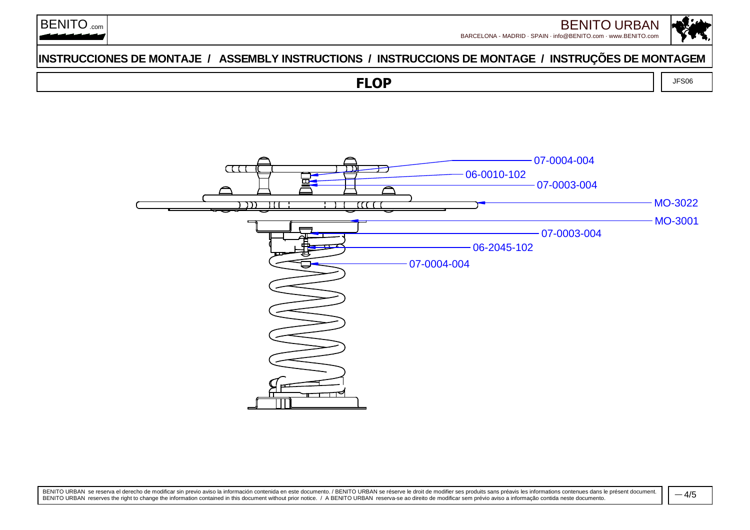# INSTRUCCIONES DE MONTAJE / ASSEMBLY INSTRUCTIONS / INSTRUCCIONS DE MONTAGE / INSTRUÇÕES DE MONTAGEM

## FLOP

JFS06

07-0004-004

06-0010-102

07-0003-004

MO-3022

MO-3001

07-0003-004

06-2045-102

07-0004-004

BENITO URBAN se reserva el derecho de modificar sin previo aviso la información contenida en este documento. / BENITO URBAN se réserve le droit de modifier ses produits sans préavis les informations contenues dans le présent document.
BENITO URBAN reserves the right to change the information contained in this document without prior notice. / A BENITO URBAN reserva-se ao direito de modificar sem prévio aviso a informação contida neste documento.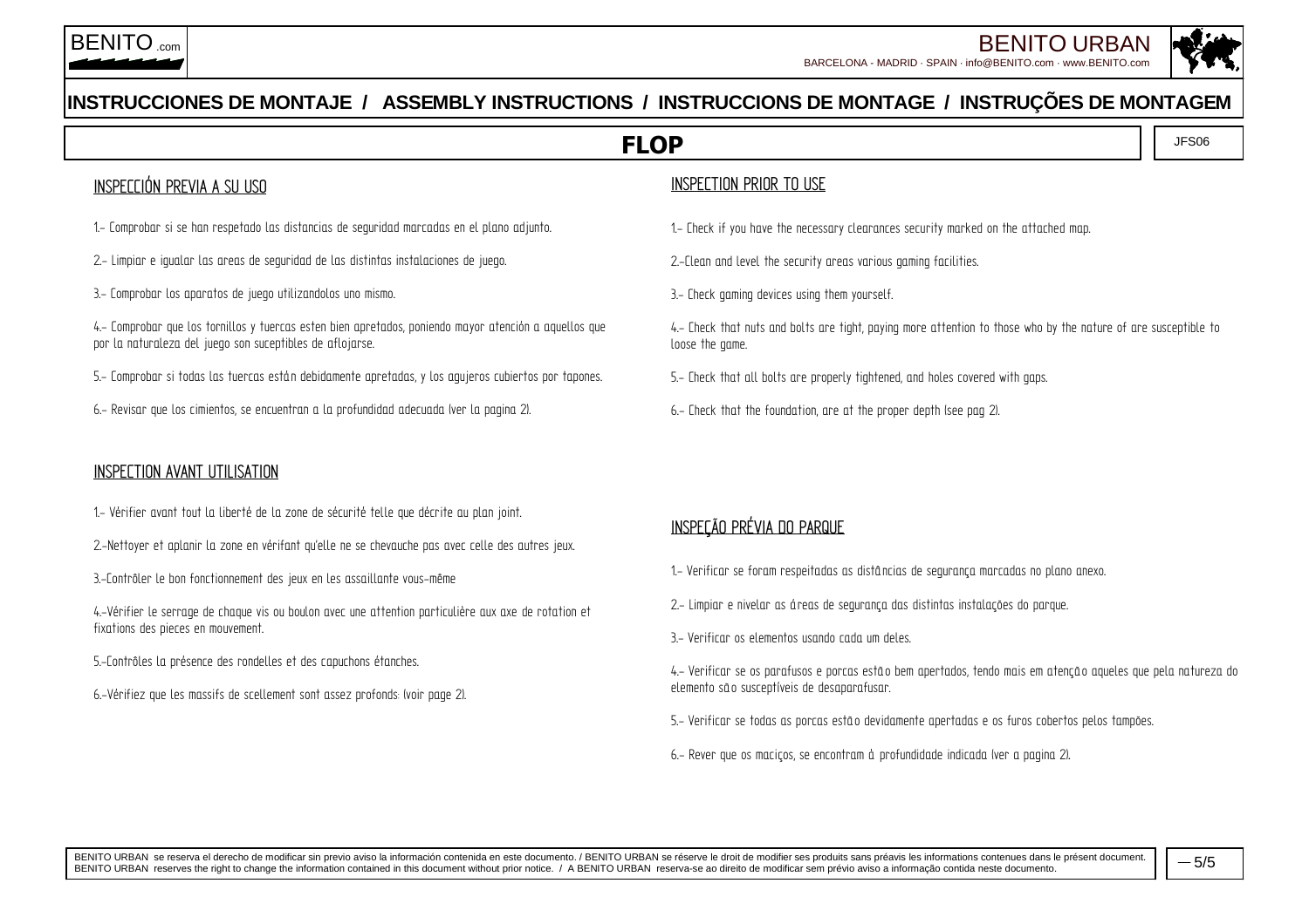# INSTRUCCIONES DE MONTAJE / ASSEMBLY INSTRUCTIONS / INSTRUCCIONS DE MONTAGE / INSTRUÇÕES DE MONTAGEM

## FLOP

JFS06

### INSPECCIÓN PREVIA A SU USO

1.- Comprobar si se han respetado las distancias de seguridad marcadas en el plano adjunto.

2.- Limpiar e igualar las areas de seguridad de las distintas instalaciones de juego.

3.- Comprobar los aparatos de juego utilizandolos uno mismo.

4.- Comprobar que los tornillos y tuercas esten bien apretados, poniendo mayor atención a aquellos que por la naturaleza del juego son suceptibles de aflojarse.

5.- Comprobar si todas las tuercas están debidamente apretadas, y los agujeros cubiertos por tapones.

6.- Revisar que los cimientos, se encuentran a la profundidad adecuada (ver la pagina 2).

### INSPECTION PRIOR TO USE

1.- Check if you have the necessary clearances security marked on the attached map.

2.-Clean and level the security areas various gaming facilities.

3.- Check gaming devices using them yourself.

4.- Check that nuts and bolts are tight, paying more attention to those who by the nature of are susceptible to loose the game.

5.- Check that all bolts are properly tightened, and holes covered with gaps.

6.- Check that the foundation, are at the proper depth (see pag 2).

### INSPECTION AVANT UTILISATION

1.- Vérifier avant tout la liberté de la zone de sécurité telle que décrite au plan joint.

2.-Nettoyer et aplanir la zone en vérifant qu'elle ne se chevauche pas avec celle des autres jeux.

3.-Contrôler le bon fonctionnement des jeux en les assaillante vous-même

4.-Vérifier le serrage de chaque vis ou boulon avec une attention particulière aux axe de rotation et fixations des pieces en mouvement.

5.-Contrôles la présence des rondelles et des capuchons étanches.

6.-Vérifiez que les massifs de scellement sont assez profonds: (voir page 2).

### INSPEÇÃO PRÉVIA DO PARQUE

1.- Verificar se foram respeitadas as distâncias de segurança marcadas no plano anexo.

2.- Limpiar e nivelar as áreas de segurança das distintas instalações do parque.

3.- Verificar os elementos usando cada um deles.

4.- Verificar se os parafusos e porcas estão bem apertados, tendo mais em atenção aqueles que pela natureza do elemento são susceptíveis de desaparafusar.

5.- Verificar se todas as porcas estão devidamente apertadas e os furos cobertos pelos tampões.

6.- Rever que os maciços, se encontram à profundidade indicada (ver a pagina 2).